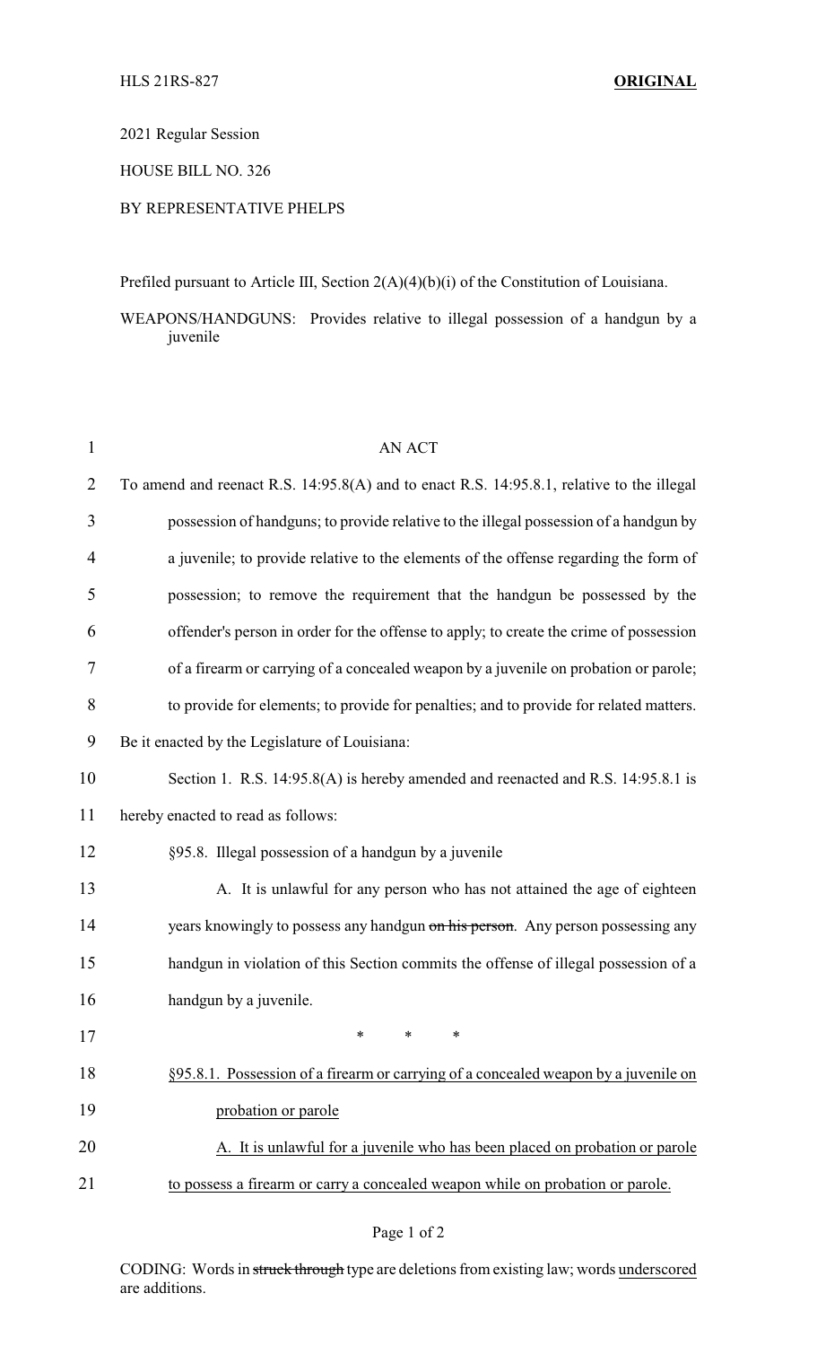HLS 21RS-827 **ORIGINAL**

2021 Regular Session

HOUSE BILL NO. 326

BY REPRESENTATIVE PHELPS

Prefiled pursuant to Article III, Section 2(A)(4)(b)(i) of the Constitution of Louisiana.

WEAPONS/HANDGUNS: Provides relative to illegal possession of a handgun by a juvenile

AN ACT

To amend and reenact R.S. 14:95.8(A) and to enact R.S. 14:95.8.1, relative to the illegal possession of handguns; to provide relative to the illegal possession of a handgun by a juvenile; to provide relative to the elements of the offense regarding the form of possession; to remove the requirement that the handgun be possessed by the offender's person in order for the offense to apply; to create the crime of possession of a firearm or carrying of a concealed weapon by a juvenile on probation or parole; to provide for elements; to provide for penalties; and to provide for related matters.

Be it enacted by the Legislature of Louisiana:

Section 1. R.S. 14:95.8(A) is hereby amended and reenacted and R.S. 14:95.8.1 is hereby enacted to read as follows:

§95.8. Illegal possession of a handgun by a juvenile

A. It is unlawful for any person who has not attained the age of eighteen years knowingly to possess any handgun ~~on his person~~. Any person possessing any handgun in violation of this Section commits the offense of illegal possession of a handgun by a juvenile.

\* \* \*

<u>§95.8.1. Possession of a firearm or carrying of a concealed weapon by a juvenile on probation or parole</u>

<u>A. It is unlawful for a juvenile who has been placed on probation or parole to possess a firearm or carry a concealed weapon while on probation or parole.</u>

CODING: Words in ~~struck through~~ type are deletions from existing law; words <u>underscored</u> are additions.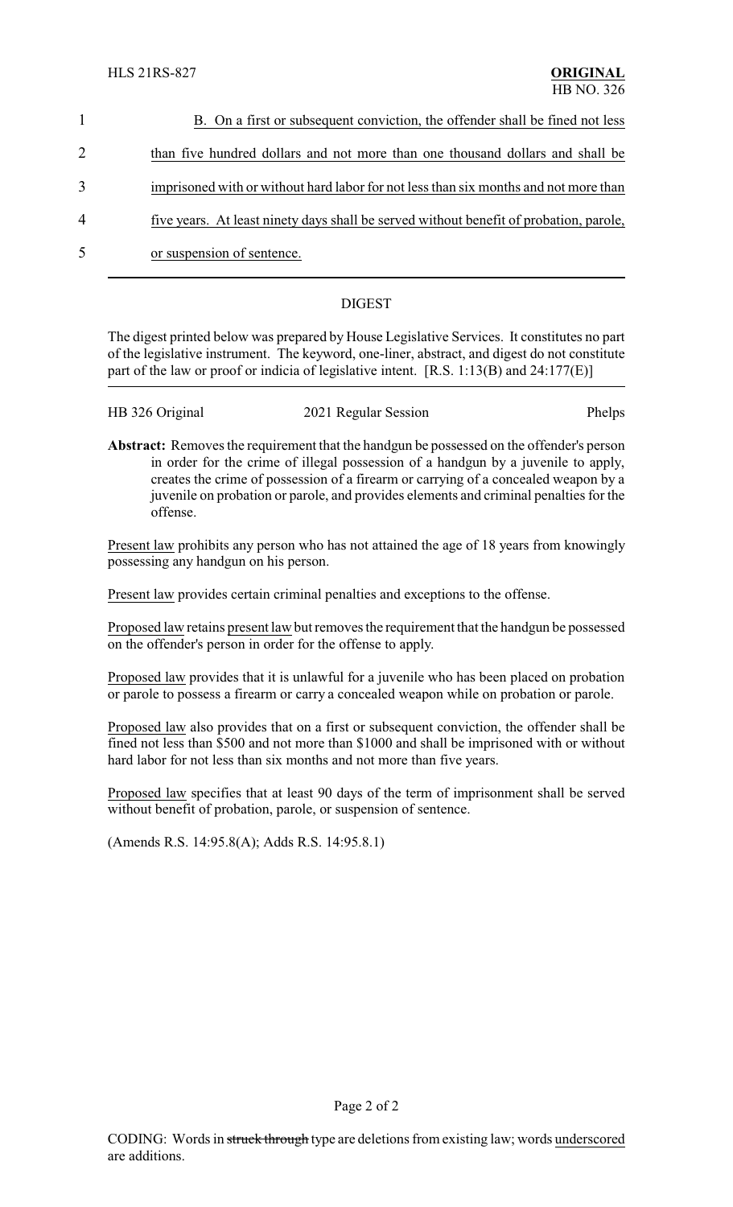B. On a first or subsequent conviction, the offender shall be fined not less than five hundred dollars and not more than one thousand dollars and shall be imprisoned with or without hard labor for not less than six months and not more than five years. At least ninety days shall be served without benefit of probation, parole, or suspension of sentence.

## DIGEST

The digest printed below was prepared by House Legislative Services. It constitutes no part of the legislative instrument. The keyword, one-liner, abstract, and digest do not constitute part of the law or proof or indicia of legislative intent. [R.S. 1:13(B) and 24:177(E)]

HB 326 Original — 2021 Regular Session — Phelps

**Abstract:** Removes the requirement that the handgun be possessed on the offender's person in order for the crime of illegal possession of a handgun by a juvenile to apply, creates the crime of possession of a firearm or carrying of a concealed weapon by a juvenile on probation or parole, and provides elements and criminal penalties for the offense.

Present law prohibits any person who has not attained the age of 18 years from knowingly possessing any handgun on his person.

Present law provides certain criminal penalties and exceptions to the offense.

Proposed law retains present law but removes the requirement that the handgun be possessed on the offender's person in order for the offense to apply.

Proposed law provides that it is unlawful for a juvenile who has been placed on probation or parole to possess a firearm or carry a concealed weapon while on probation or parole.

Proposed law also provides that on a first or subsequent conviction, the offender shall be fined not less than $500 and not more than $1000 and shall be imprisoned with or without hard labor for not less than six months and not more than five years.

Proposed law specifies that at least 90 days of the term of imprisonment shall be served without benefit of probation, parole, or suspension of sentence.

(Amends R.S. 14:95.8(A); Adds R.S. 14:95.8.1)

CODING: Words in ~~struck through~~ type are deletions from existing law; words underscored are additions.